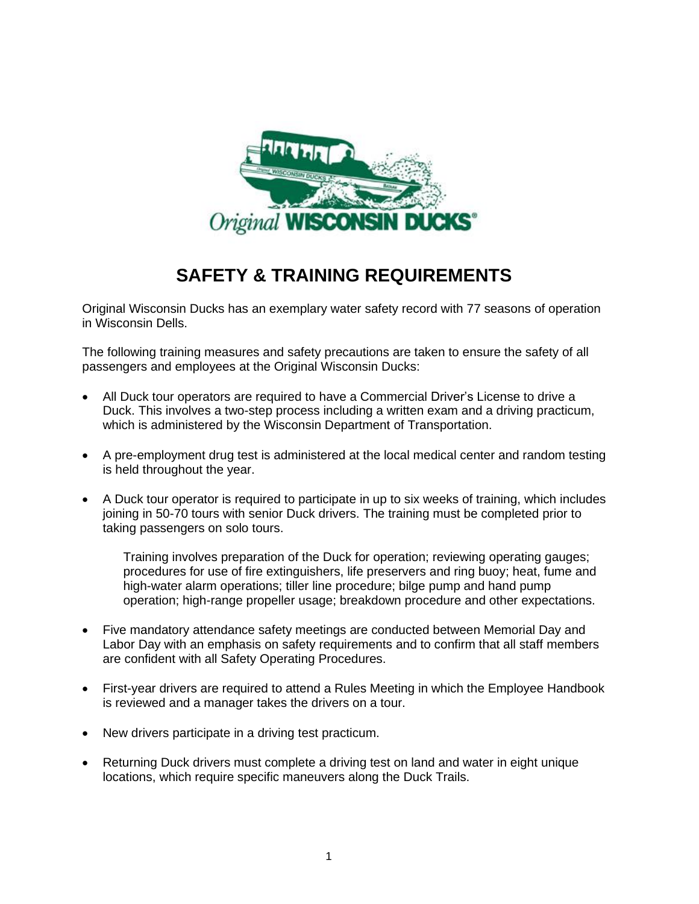# SAFETY & TRAINING REQUIREMENTS

Original Wisconsin Ducks has an exemplary water safety record with 77 seasons of operation in Wisconsin Dells.

The following training measures and safety precautions are taken to ensure the safety of all passengers and employees at the Original Wisconsin Ducks:

- All Duck tour operators are required to have a Commercial Driver's License to drive a Duck. This involves a two-step process including a written exam and a driving practicum, which is administered by the Wisconsin Department of Transportation.

- A pre-employment drug test is administered at the local medical center and random testing is held throughout the year.

- A Duck tour operator is required to participate in up to six weeks of training, which includes joining in 50-70 tours with senior Duck drivers. The training must be completed prior to taking passengers on solo tours.

  Training involves preparation of the Duck for operation; reviewing operating gauges; procedures for use of fire extinguishers, life preservers and ring buoy; heat, fume and high-water alarm operations; tiller line procedure; bilge pump and hand pump operation; high-range propeller usage; breakdown procedure and other expectations.

- Five mandatory attendance safety meetings are conducted between Memorial Day and Labor Day with an emphasis on safety requirements and to confirm that all staff members are confident with all Safety Operating Procedures.

- First-year drivers are required to attend a Rules Meeting in which the Employee Handbook is reviewed and a manager takes the drivers on a tour.

- New drivers participate in a driving test practicum.

- Returning Duck drivers must complete a driving test on land and water in eight unique locations, which require specific maneuvers along the Duck Trails.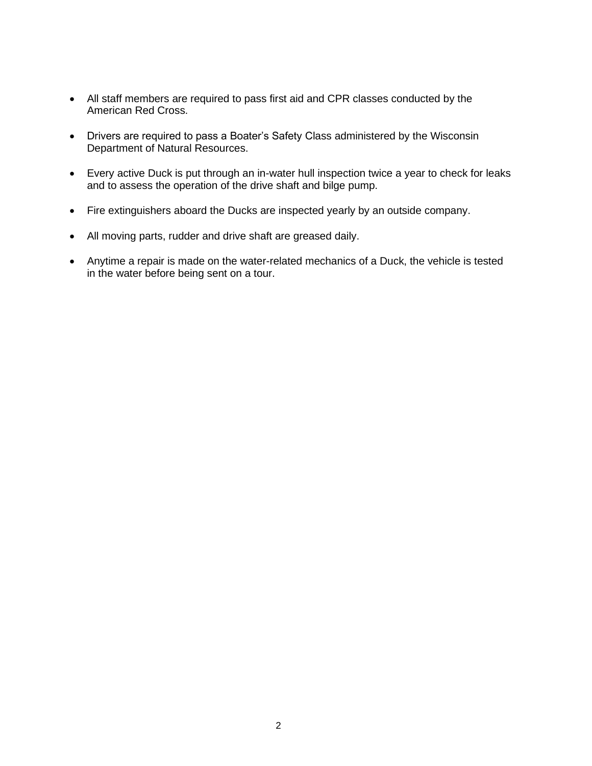- All staff members are required to pass first aid and CPR classes conducted by the American Red Cross.

- Drivers are required to pass a Boater's Safety Class administered by the Wisconsin Department of Natural Resources.

- Every active Duck is put through an in-water hull inspection twice a year to check for leaks and to assess the operation of the drive shaft and bilge pump.

- Fire extinguishers aboard the Ducks are inspected yearly by an outside company.

- All moving parts, rudder and drive shaft are greased daily.

- Anytime a repair is made on the water-related mechanics of a Duck, the vehicle is tested in the water before being sent on a tour.